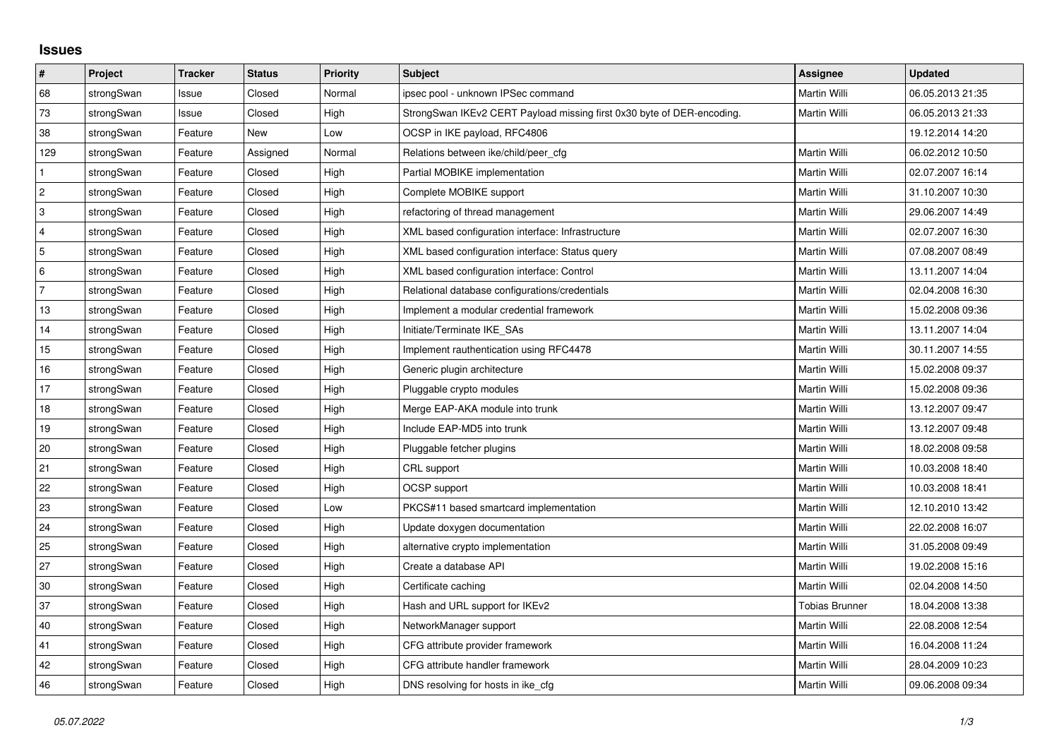## Issues

| # | Project | Tracker | Status | Priority | Subject | Assignee | Updated |
|---|---|---|---|---|---|---|---|
| 68 | strongSwan | Issue | Closed | Normal | ipsec pool - unknown IPSec command | Martin Willi | 06.05.2013 21:35 |
| 73 | strongSwan | Issue | Closed | High | StrongSwan IKEv2 CERT Payload missing first 0x30 byte of DER-encoding. | Martin Willi | 06.05.2013 21:33 |
| 38 | strongSwan | Feature | New | Low | OCSP in IKE payload, RFC4806 | | 19.12.2014 14:20 |
| 129 | strongSwan | Feature | Assigned | Normal | Relations between ike/child/peer_cfg | Martin Willi | 06.02.2012 10:50 |
| 1 | strongSwan | Feature | Closed | High | Partial MOBIKE implementation | Martin Willi | 02.07.2007 16:14 |
| 2 | strongSwan | Feature | Closed | High | Complete MOBIKE support | Martin Willi | 31.10.2007 10:30 |
| 3 | strongSwan | Feature | Closed | High | refactoring of thread management | Martin Willi | 29.06.2007 14:49 |
| 4 | strongSwan | Feature | Closed | High | XML based configuration interface: Infrastructure | Martin Willi | 02.07.2007 16:30 |
| 5 | strongSwan | Feature | Closed | High | XML based configuration interface: Status query | Martin Willi | 07.08.2007 08:49 |
| 6 | strongSwan | Feature | Closed | High | XML based configuration interface: Control | Martin Willi | 13.11.2007 14:04 |
| 7 | strongSwan | Feature | Closed | High | Relational database configurations/credentials | Martin Willi | 02.04.2008 16:30 |
| 13 | strongSwan | Feature | Closed | High | Implement a modular credential framework | Martin Willi | 15.02.2008 09:36 |
| 14 | strongSwan | Feature | Closed | High | Initiate/Terminate IKE_SAs | Martin Willi | 13.11.2007 14:04 |
| 15 | strongSwan | Feature | Closed | High | Implement rauthentication using RFC4478 | Martin Willi | 30.11.2007 14:55 |
| 16 | strongSwan | Feature | Closed | High | Generic plugin architecture | Martin Willi | 15.02.2008 09:37 |
| 17 | strongSwan | Feature | Closed | High | Pluggable crypto modules | Martin Willi | 15.02.2008 09:36 |
| 18 | strongSwan | Feature | Closed | High | Merge EAP-AKA module into trunk | Martin Willi | 13.12.2007 09:47 |
| 19 | strongSwan | Feature | Closed | High | Include EAP-MD5 into trunk | Martin Willi | 13.12.2007 09:48 |
| 20 | strongSwan | Feature | Closed | High | Pluggable fetcher plugins | Martin Willi | 18.02.2008 09:58 |
| 21 | strongSwan | Feature | Closed | High | CRL support | Martin Willi | 10.03.2008 18:40 |
| 22 | strongSwan | Feature | Closed | High | OCSP support | Martin Willi | 10.03.2008 18:41 |
| 23 | strongSwan | Feature | Closed | Low | PKCS#11 based smartcard implementation | Martin Willi | 12.10.2010 13:42 |
| 24 | strongSwan | Feature | Closed | High | Update doxygen documentation | Martin Willi | 22.02.2008 16:07 |
| 25 | strongSwan | Feature | Closed | High | alternative crypto implementation | Martin Willi | 31.05.2008 09:49 |
| 27 | strongSwan | Feature | Closed | High | Create a database API | Martin Willi | 19.02.2008 15:16 |
| 30 | strongSwan | Feature | Closed | High | Certificate caching | Martin Willi | 02.04.2008 14:50 |
| 37 | strongSwan | Feature | Closed | High | Hash and URL support for IKEv2 | Tobias Brunner | 18.04.2008 13:38 |
| 40 | strongSwan | Feature | Closed | High | NetworkManager support | Martin Willi | 22.08.2008 12:54 |
| 41 | strongSwan | Feature | Closed | High | CFG attribute provider framework | Martin Willi | 16.04.2008 11:24 |
| 42 | strongSwan | Feature | Closed | High | CFG attribute handler framework | Martin Willi | 28.04.2009 10:23 |
| 46 | strongSwan | Feature | Closed | High | DNS resolving for hosts in ike_cfg | Martin Willi | 09.06.2008 09:34 |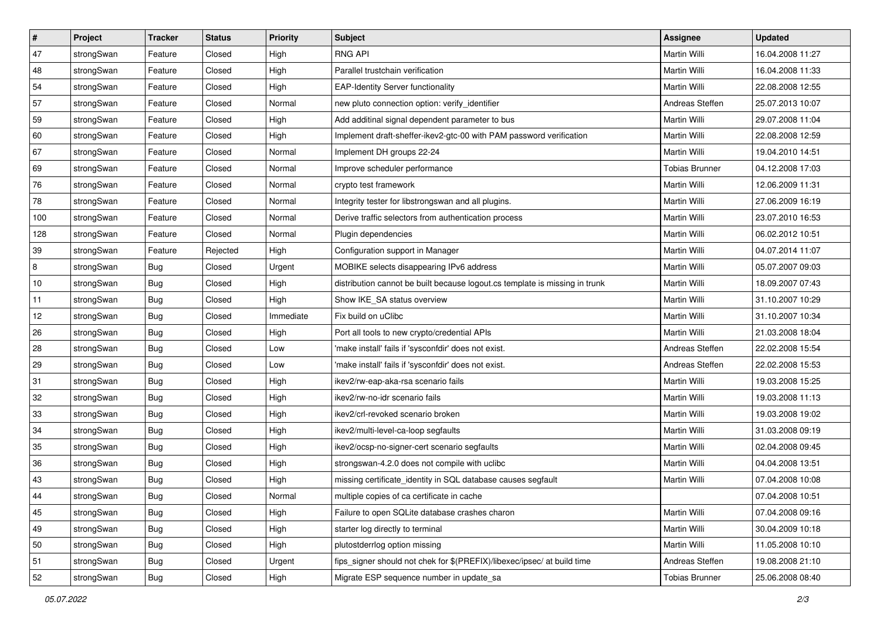| # | Project | Tracker | Status | Priority | Subject | Assignee | Updated |
|---|---|---|---|---|---|---|---|
| 47 | strongSwan | Feature | Closed | High | RNG API | Martin Willi | 16.04.2008 11:27 |
| 48 | strongSwan | Feature | Closed | High | Parallel trustchain verification | Martin Willi | 16.04.2008 11:33 |
| 54 | strongSwan | Feature | Closed | High | EAP-Identity Server functionality | Martin Willi | 22.08.2008 12:55 |
| 57 | strongSwan | Feature | Closed | Normal | new pluto connection option: verify_identifier | Andreas Steffen | 25.07.2013 10:07 |
| 59 | strongSwan | Feature | Closed | High | Add additinal signal dependent parameter to bus | Martin Willi | 29.07.2008 11:04 |
| 60 | strongSwan | Feature | Closed | High | Implement draft-sheffer-ikev2-gtc-00 with PAM password verification | Martin Willi | 22.08.2008 12:59 |
| 67 | strongSwan | Feature | Closed | Normal | Implement DH groups 22-24 | Martin Willi | 19.04.2010 14:51 |
| 69 | strongSwan | Feature | Closed | Normal | Improve scheduler performance | Tobias Brunner | 04.12.2008 17:03 |
| 76 | strongSwan | Feature | Closed | Normal | crypto test framework | Martin Willi | 12.06.2009 11:31 |
| 78 | strongSwan | Feature | Closed | Normal | Integrity tester for libstrongswan and all plugins. | Martin Willi | 27.06.2009 16:19 |
| 100 | strongSwan | Feature | Closed | Normal | Derive traffic selectors from authentication process | Martin Willi | 23.07.2010 16:53 |
| 128 | strongSwan | Feature | Closed | Normal | Plugin dependencies | Martin Willi | 06.02.2012 10:51 |
| 39 | strongSwan | Feature | Rejected | High | Configuration support in Manager | Martin Willi | 04.07.2014 11:07 |
| 8 | strongSwan | Bug | Closed | Urgent | MOBIKE selects disappearing IPv6 address | Martin Willi | 05.07.2007 09:03 |
| 10 | strongSwan | Bug | Closed | High | distribution cannot be built because logout.cs template is missing in trunk | Martin Willi | 18.09.2007 07:43 |
| 11 | strongSwan | Bug | Closed | High | Show IKE_SA status overview | Martin Willi | 31.10.2007 10:29 |
| 12 | strongSwan | Bug | Closed | Immediate | Fix build on uClibc | Martin Willi | 31.10.2007 10:34 |
| 26 | strongSwan | Bug | Closed | High | Port all tools to new crypto/credential APIs | Martin Willi | 21.03.2008 18:04 |
| 28 | strongSwan | Bug | Closed | Low | 'make install' fails if 'sysconfdir' does not exist. | Andreas Steffen | 22.02.2008 15:54 |
| 29 | strongSwan | Bug | Closed | Low | 'make install' fails if 'sysconfdir' does not exist. | Andreas Steffen | 22.02.2008 15:53 |
| 31 | strongSwan | Bug | Closed | High | ikev2/rw-eap-aka-rsa scenario fails | Martin Willi | 19.03.2008 15:25 |
| 32 | strongSwan | Bug | Closed | High | ikev2/rw-no-idr scenario fails | Martin Willi | 19.03.2008 11:13 |
| 33 | strongSwan | Bug | Closed | High | ikev2/crl-revoked scenario broken | Martin Willi | 19.03.2008 19:02 |
| 34 | strongSwan | Bug | Closed | High | ikev2/multi-level-ca-loop segfaults | Martin Willi | 31.03.2008 09:19 |
| 35 | strongSwan | Bug | Closed | High | ikev2/ocsp-no-signer-cert scenario segfaults | Martin Willi | 02.04.2008 09:45 |
| 36 | strongSwan | Bug | Closed | High | strongswan-4.2.0 does not compile with uclibc | Martin Willi | 04.04.2008 13:51 |
| 43 | strongSwan | Bug | Closed | High | missing certificate_identity in SQL database causes segfault | Martin Willi | 07.04.2008 10:08 |
| 44 | strongSwan | Bug | Closed | Normal | multiple copies of ca certificate in cache | | 07.04.2008 10:51 |
| 45 | strongSwan | Bug | Closed | High | Failure to open SQLite database crashes charon | Martin Willi | 07.04.2008 09:16 |
| 49 | strongSwan | Bug | Closed | High | starter log directly to terminal | Martin Willi | 30.04.2009 10:18 |
| 50 | strongSwan | Bug | Closed | High | plutostderrlog option missing | Martin Willi | 11.05.2008 10:10 |
| 51 | strongSwan | Bug | Closed | Urgent | fips_signer should not chek for $(PREFIX)/libexec/ipsec/ at build time | Andreas Steffen | 19.08.2008 21:10 |
| 52 | strongSwan | Bug | Closed | High | Migrate ESP sequence number in update_sa | Tobias Brunner | 25.06.2008 08:40 |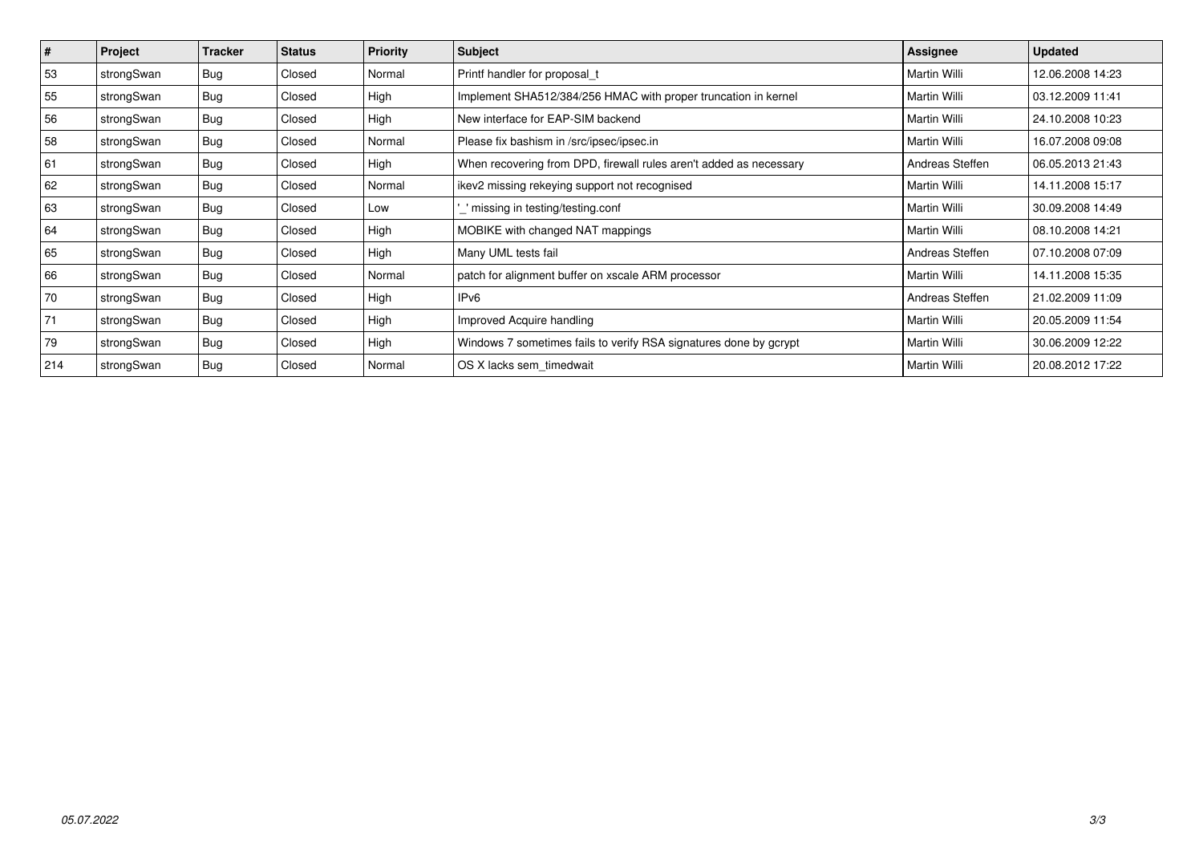| # | Project | Tracker | Status | Priority | Subject | Assignee | Updated |
|---|---|---|---|---|---|---|---|
| 53 | strongSwan | Bug | Closed | Normal | Printf handler for proposal_t | Martin Willi | 12.06.2008 14:23 |
| 55 | strongSwan | Bug | Closed | High | Implement SHA512/384/256 HMAC with proper truncation in kernel | Martin Willi | 03.12.2009 11:41 |
| 56 | strongSwan | Bug | Closed | High | New interface for EAP-SIM backend | Martin Willi | 24.10.2008 10:23 |
| 58 | strongSwan | Bug | Closed | Normal | Please fix bashism in /src/ipsec/ipsec.in | Martin Willi | 16.07.2008 09:08 |
| 61 | strongSwan | Bug | Closed | High | When recovering from DPD, firewall rules aren't added as necessary | Andreas Steffen | 06.05.2013 21:43 |
| 62 | strongSwan | Bug | Closed | Normal | ikev2 missing rekeying support not recognised | Martin Willi | 14.11.2008 15:17 |
| 63 | strongSwan | Bug | Closed | Low | '_' missing in testing/testing.conf | Martin Willi | 30.09.2008 14:49 |
| 64 | strongSwan | Bug | Closed | High | MOBIKE with changed NAT mappings | Martin Willi | 08.10.2008 14:21 |
| 65 | strongSwan | Bug | Closed | High | Many UML tests fail | Andreas Steffen | 07.10.2008 07:09 |
| 66 | strongSwan | Bug | Closed | Normal | patch for alignment buffer on xscale ARM processor | Martin Willi | 14.11.2008 15:35 |
| 70 | strongSwan | Bug | Closed | High | IPv6 | Andreas Steffen | 21.02.2009 11:09 |
| 71 | strongSwan | Bug | Closed | High | Improved Acquire handling | Martin Willi | 20.05.2009 11:54 |
| 79 | strongSwan | Bug | Closed | High | Windows 7 sometimes fails to verify RSA signatures done by gcrypt | Martin Willi | 30.06.2009 12:22 |
| 214 | strongSwan | Bug | Closed | Normal | OS X lacks sem_timedwait | Martin Willi | 20.08.2012 17:22 |